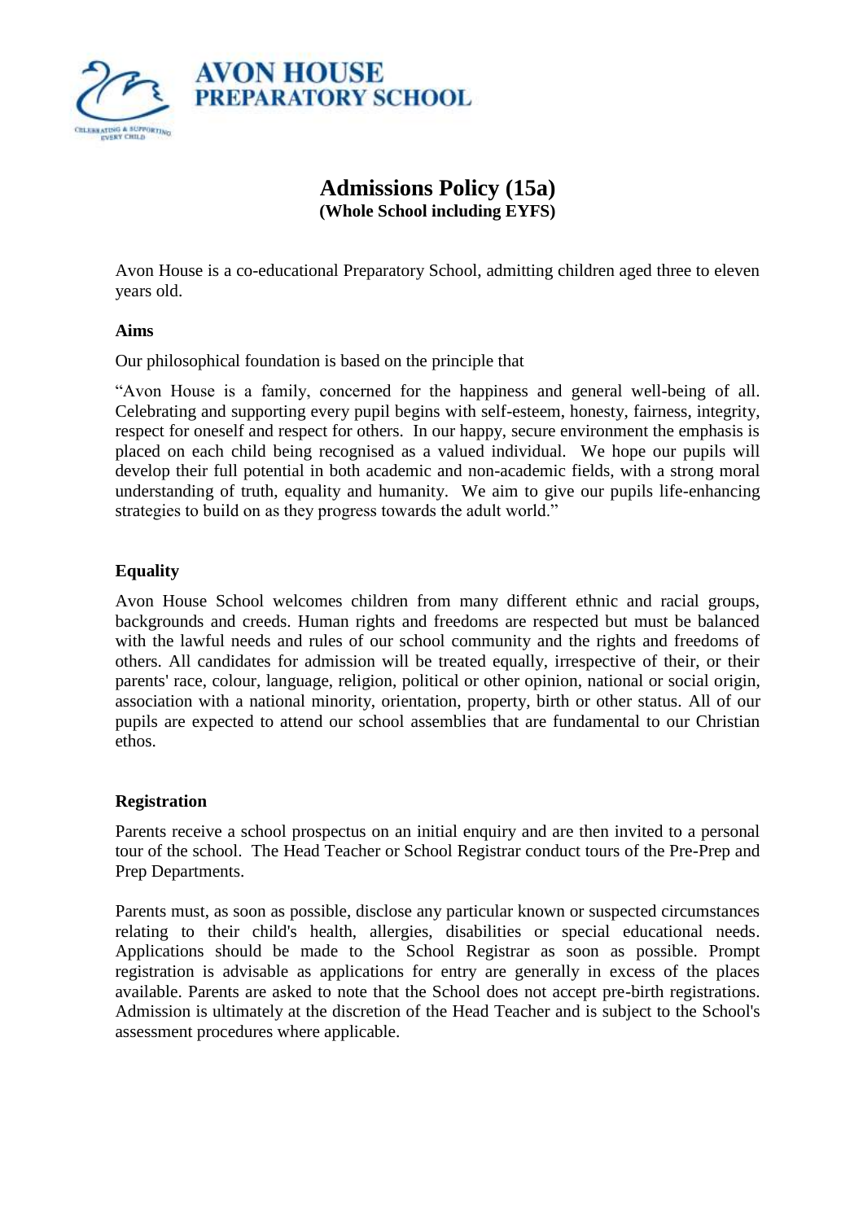AVON HOUSE PREPARATORY SCHOOL

CELEBRATING & SUPPORTING EVERY CHILD

# Admissions Policy (15a)

**(Whole School including EYFS)**

Avon House is a co-educational Preparatory School, admitting children aged three to eleven years old.

**Aims**

Our philosophical foundation is based on the principle that

"Avon House is a family, concerned for the happiness and general well-being of all. Celebrating and supporting every pupil begins with self-esteem, honesty, fairness, integrity, respect for oneself and respect for others. In our happy, secure environment the emphasis is placed on each child being recognised as a valued individual. We hope our pupils will develop their full potential in both academic and non-academic fields, with a strong moral understanding of truth, equality and humanity. We aim to give our pupils life-enhancing strategies to build on as they progress towards the adult world."

**Equality**

Avon House School welcomes children from many different ethnic and racial groups, backgrounds and creeds. Human rights and freedoms are respected but must be balanced with the lawful needs and rules of our school community and the rights and freedoms of others. All candidates for admission will be treated equally, irrespective of their, or their parents' race, colour, language, religion, political or other opinion, national or social origin, association with a national minority, orientation, property, birth or other status. All of our pupils are expected to attend our school assemblies that are fundamental to our Christian ethos.

**Registration**

Parents receive a school prospectus on an initial enquiry and are then invited to a personal tour of the school. The Head Teacher or School Registrar conduct tours of the Pre-Prep and Prep Departments.

Parents must, as soon as possible, disclose any particular known or suspected circumstances relating to their child's health, allergies, disabilities or special educational needs. Applications should be made to the School Registrar as soon as possible. Prompt registration is advisable as applications for entry are generally in excess of the places available. Parents are asked to note that the School does not accept pre-birth registrations. Admission is ultimately at the discretion of the Head Teacher and is subject to the School's assessment procedures where applicable.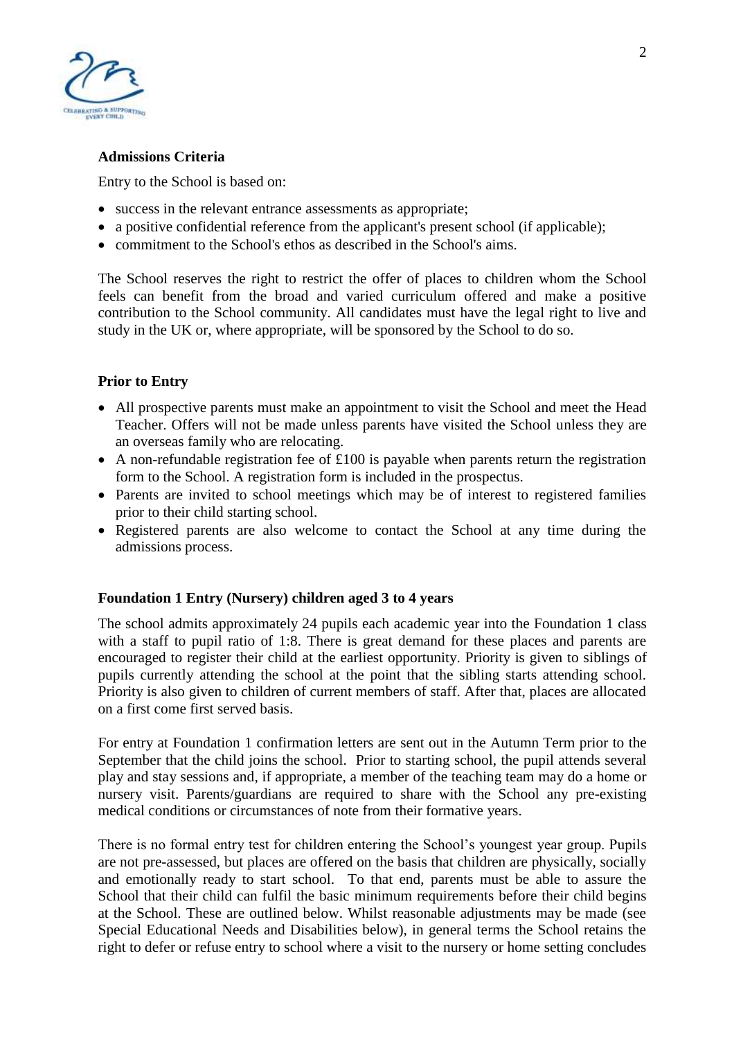**Admissions Criteria**

Entry to the School is based on:

- success in the relevant entrance assessments as appropriate;
- a positive confidential reference from the applicant's present school (if applicable);
- commitment to the School's ethos as described in the School's aims.

The School reserves the right to restrict the offer of places to children whom the School feels can benefit from the broad and varied curriculum offered and make a positive contribution to the School community. All candidates must have the legal right to live and study in the UK or, where appropriate, will be sponsored by the School to do so.

**Prior to Entry**

- All prospective parents must make an appointment to visit the School and meet the Head Teacher. Offers will not be made unless parents have visited the School unless they are an overseas family who are relocating.
- A non-refundable registration fee of £100 is payable when parents return the registration form to the School. A registration form is included in the prospectus.
- Parents are invited to school meetings which may be of interest to registered families prior to their child starting school.
- Registered parents are also welcome to contact the School at any time during the admissions process.

**Foundation 1 Entry (Nursery) children aged 3 to 4 years**

The school admits approximately 24 pupils each academic year into the Foundation 1 class with a staff to pupil ratio of 1:8. There is great demand for these places and parents are encouraged to register their child at the earliest opportunity. Priority is given to siblings of pupils currently attending the school at the point that the sibling starts attending school. Priority is also given to children of current members of staff. After that, places are allocated on a first come first served basis.

For entry at Foundation 1 confirmation letters are sent out in the Autumn Term prior to the September that the child joins the school. Prior to starting school, the pupil attends several play and stay sessions and, if appropriate, a member of the teaching team may do a home or nursery visit. Parents/guardians are required to share with the School any pre-existing medical conditions or circumstances of note from their formative years.

There is no formal entry test for children entering the School's youngest year group. Pupils are not pre-assessed, but places are offered on the basis that children are physically, socially and emotionally ready to start school. To that end, parents must be able to assure the School that their child can fulfil the basic minimum requirements before their child begins at the School. These are outlined below. Whilst reasonable adjustments may be made (see Special Educational Needs and Disabilities below), in general terms the School retains the right to defer or refuse entry to school where a visit to the nursery or home setting concludes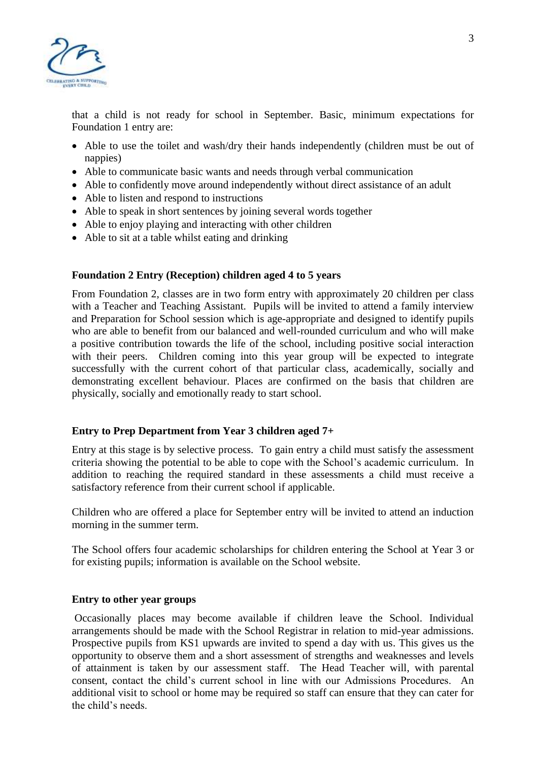that a child is not ready for school in September. Basic, minimum expectations for Foundation 1 entry are:

- Able to use the toilet and wash/dry their hands independently (children must be out of nappies)
- Able to communicate basic wants and needs through verbal communication
- Able to confidently move around independently without direct assistance of an adult
- Able to listen and respond to instructions
- Able to speak in short sentences by joining several words together
- Able to enjoy playing and interacting with other children
- Able to sit at a table whilst eating and drinking

**Foundation 2 Entry (Reception) children aged 4 to 5 years**

From Foundation 2, classes are in two form entry with approximately 20 children per class with a Teacher and Teaching Assistant. Pupils will be invited to attend a family interview and Preparation for School session which is age-appropriate and designed to identify pupils who are able to benefit from our balanced and well-rounded curriculum and who will make a positive contribution towards the life of the school, including positive social interaction with their peers. Children coming into this year group will be expected to integrate successfully with the current cohort of that particular class, academically, socially and demonstrating excellent behaviour. Places are confirmed on the basis that children are physically, socially and emotionally ready to start school.

**Entry to Prep Department from Year 3 children aged 7+**

Entry at this stage is by selective process. To gain entry a child must satisfy the assessment criteria showing the potential to be able to cope with the School's academic curriculum. In addition to reaching the required standard in these assessments a child must receive a satisfactory reference from their current school if applicable.

Children who are offered a place for September entry will be invited to attend an induction morning in the summer term.

The School offers four academic scholarships for children entering the School at Year 3 or for existing pupils; information is available on the School website.

**Entry to other year groups**

Occasionally places may become available if children leave the School. Individual arrangements should be made with the School Registrar in relation to mid-year admissions. Prospective pupils from KS1 upwards are invited to spend a day with us. This gives us the opportunity to observe them and a short assessment of strengths and weaknesses and levels of attainment is taken by our assessment staff. The Head Teacher will, with parental consent, contact the child's current school in line with our Admissions Procedures. An additional visit to school or home may be required so staff can ensure that they can cater for the child's needs.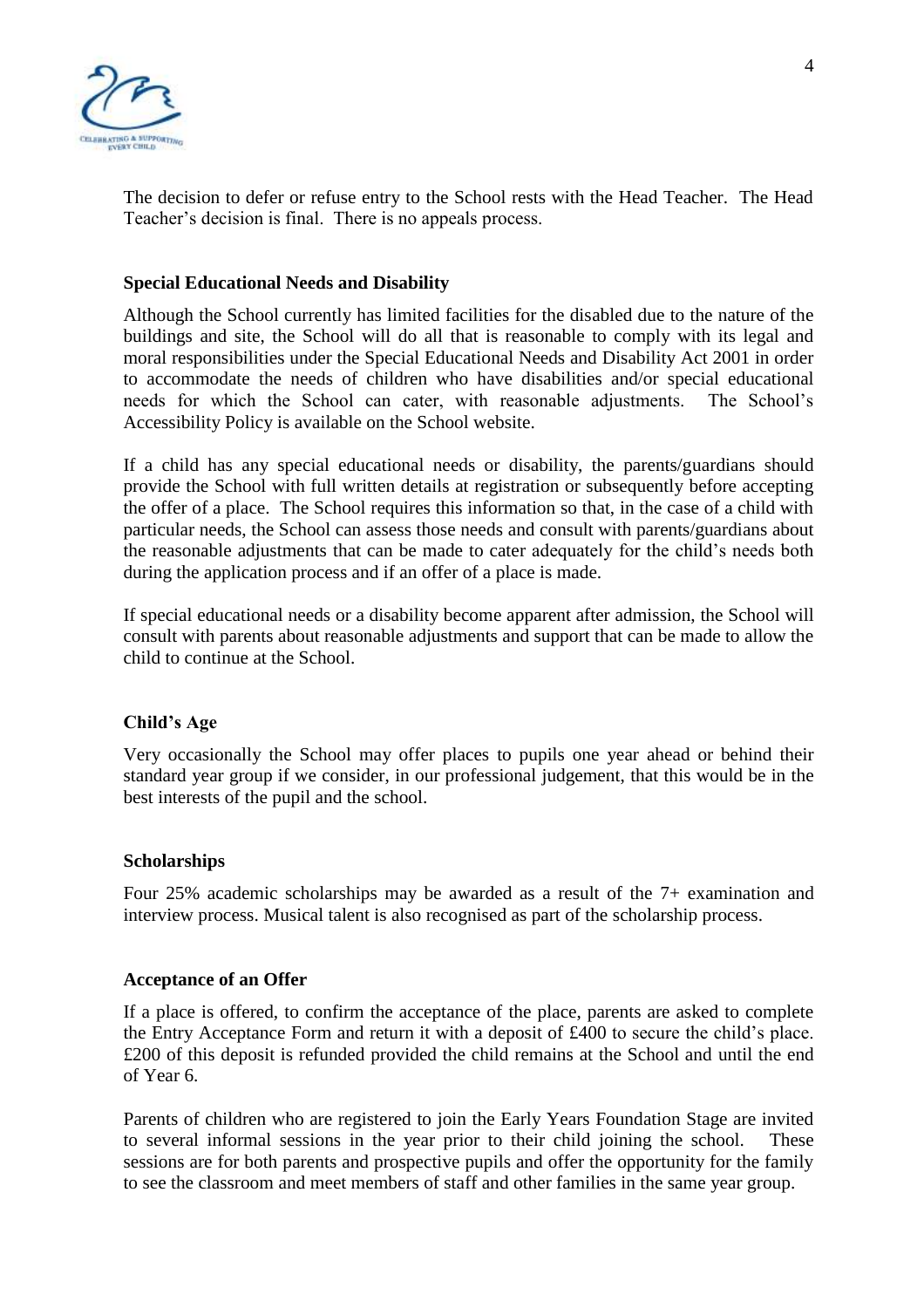The decision to defer or refuse entry to the School rests with the Head Teacher. The Head Teacher's decision is final. There is no appeals process.

### Special Educational Needs and Disability

Although the School currently has limited facilities for the disabled due to the nature of the buildings and site, the School will do all that is reasonable to comply with its legal and moral responsibilities under the Special Educational Needs and Disability Act 2001 in order to accommodate the needs of children who have disabilities and/or special educational needs for which the School can cater, with reasonable adjustments. The School's Accessibility Policy is available on the School website.

If a child has any special educational needs or disability, the parents/guardians should provide the School with full written details at registration or subsequently before accepting the offer of a place. The School requires this information so that, in the case of a child with particular needs, the School can assess those needs and consult with parents/guardians about the reasonable adjustments that can be made to cater adequately for the child's needs both during the application process and if an offer of a place is made.

If special educational needs or a disability become apparent after admission, the School will consult with parents about reasonable adjustments and support that can be made to allow the child to continue at the School.

### Child's Age

Very occasionally the School may offer places to pupils one year ahead or behind their standard year group if we consider, in our professional judgement, that this would be in the best interests of the pupil and the school.

### Scholarships

Four 25% academic scholarships may be awarded as a result of the 7+ examination and interview process. Musical talent is also recognised as part of the scholarship process.

### Acceptance of an Offer

If a place is offered, to confirm the acceptance of the place, parents are asked to complete the Entry Acceptance Form and return it with a deposit of £400 to secure the child's place. £200 of this deposit is refunded provided the child remains at the School and until the end of Year 6.

Parents of children who are registered to join the Early Years Foundation Stage are invited to several informal sessions in the year prior to their child joining the school. These sessions are for both parents and prospective pupils and offer the opportunity for the family to see the classroom and meet members of staff and other families in the same year group.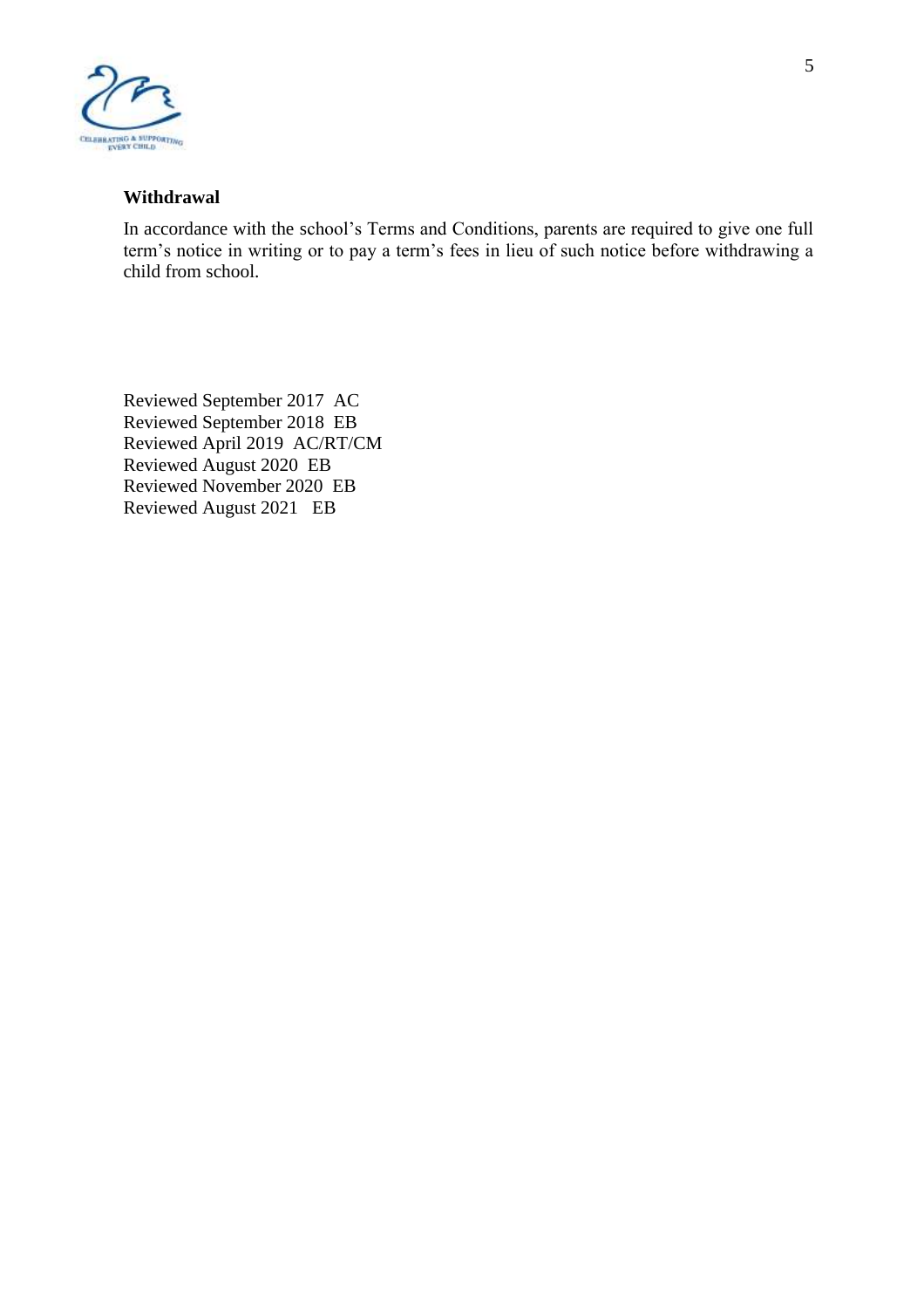### Withdrawal

In accordance with the school's Terms and Conditions, parents are required to give one full term's notice in writing or to pay a term's fees in lieu of such notice before withdrawing a child from school.

Reviewed September 2017 AC
Reviewed September 2018 EB
Reviewed April 2019 AC/RT/CM
Reviewed August 2020 EB
Reviewed November 2020 EB
Reviewed August 2021 EB